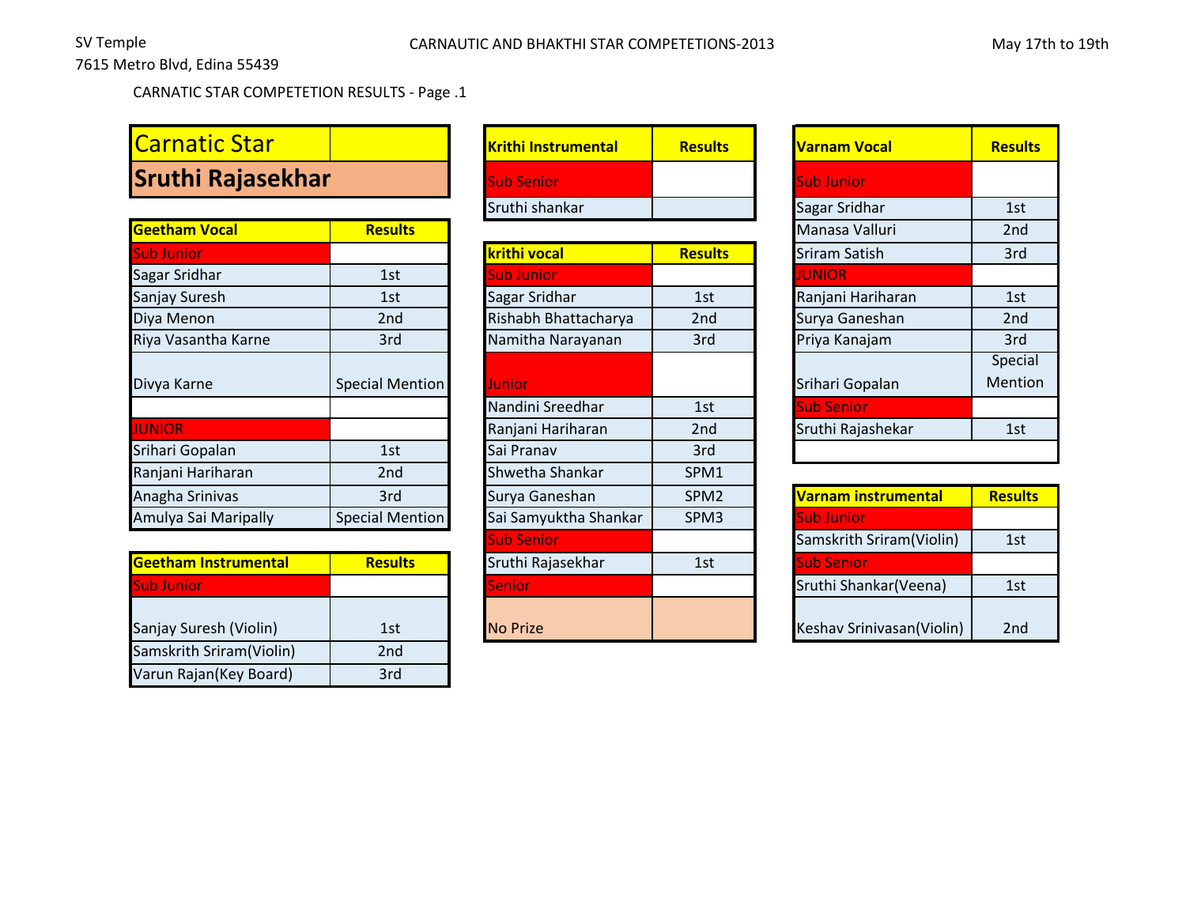SV Temple
7615 Metro Blvd, Edina 55439

CARNAUTIC AND BHAKTHI STAR COMPETETIONS-2013

May 17th to 19th

CARNATIC STAR COMPETETION RESULTS - Page .1

| Carnatic Star | |
|---|---|
| **Sruthi Rajasekhar** | |

| Geetham Vocal | Results |
|---|---|
| Sub Junior | |
| Sagar Sridhar | 1st |
| Sanjay Suresh | 1st |
| Diya Menon | 2nd |
| Riya Vasantha Karne | 3rd |
| Divya Karne | Special Mention |
| | |
| JUNIOR | |
| Srihari Gopalan | 1st |
| Ranjani Hariharan | 2nd |
| Anagha Srinivas | 3rd |
| Amulya Sai Maripally | Special Mention |

| Geetham Instrumental | Results |
|---|---|
| Sub Junior | |
| Sanjay Suresh (Violin) | 1st |
| Samskrith Sriram(Violin) | 2nd |
| Varun Rajan(Key Board) | 3rd |

| Krithi Instrumental | Results |
|---|---|
| Sub Senior | |
| Sruthi shankar | |

| krithi vocal | Results |
|---|---|
| Sub Junior | |
| Sagar Sridhar | 1st |
| Rishabh Bhattacharya | 2nd |
| Namitha Narayanan | 3rd |
| Junior | |
| Nandini Sreedhar | 1st |
| Ranjani Hariharan | 2nd |
| Sai Pranav | 3rd |
| Shwetha Shankar | SPM1 |
| Surya Ganeshan | SPM2 |
| Sai Samyuktha Shankar | SPM3 |
| Sub Senior | |
| Sruthi Rajasekhar | 1st |
| Senior | |
| No Prize | |

| Varnam Vocal | Results |
|---|---|
| Sub Junior | |
| Sagar Sridhar | 1st |
| Manasa Valluri | 2nd |
| Sriram Satish | 3rd |
| JUNIOR | |
| Ranjani Hariharan | 1st |
| Surya Ganeshan | 2nd |
| Priya Kanajam | 3rd |
| Srihari Gopalan | Special Mention |
| Sub Senior | |
| Sruthi Rajashekar | 1st |

| Varnam instrumental | Results |
|---|---|
| Sub Junior | |
| Samskrith Sriram(Violin) | 1st |
| Sub Senior | |
| Sruthi Shankar(Veena) | 1st |
| Keshav Srinivasan(Violin) | 2nd |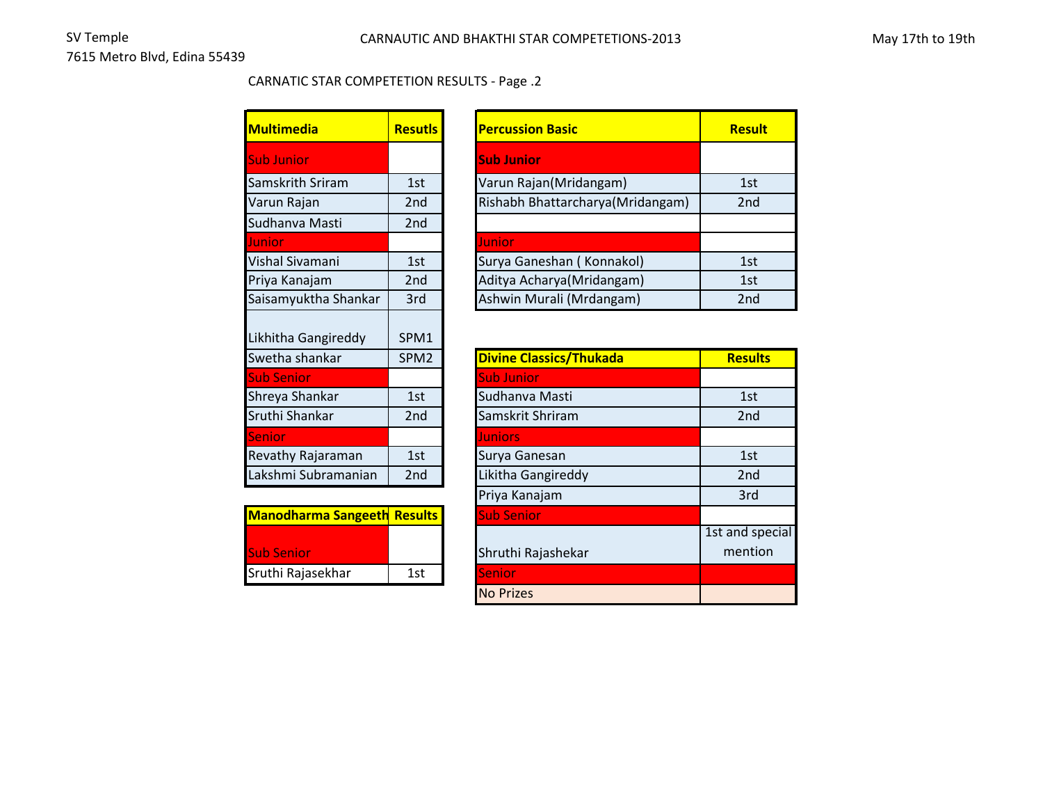SV Temple
7615 Metro Blvd, Edina 55439

CARNAUTIC AND BHAKTHI STAR COMPETETIONS-2013

May 17th to 19th

CARNATIC STAR COMPETETION RESULTS - Page .2

| Multimedia | Resutls |
|---|---|
| Sub Junior | |
| Samskrith Sriram | 1st |
| Varun Rajan | 2nd |
| Sudhanva Masti | 2nd |
| Junior | |
| Vishal Sivamani | 1st |
| Priya Kanajam | 2nd |
| Saisamyuktha Shankar | 3rd |
| Likhitha Gangireddy | SPM1 |
| Swetha shankar | SPM2 |
| Sub Senior | |
| Shreya Shankar | 1st |
| Sruthi Shankar | 2nd |
| Senior | |
| Revathy Rajaraman | 1st |
| Lakshmi Subramanian | 2nd |

| Manodharma Sangeeth | Results |
|---|---|
| Sub Senior | |
| Sruthi Rajasekhar | 1st |

| Percussion Basic | Result |
|---|---|
| Sub Junior | |
| Varun Rajan(Mridangam) | 1st |
| Rishabh Bhattarcharya(Mridangam) | 2nd |
| | |
| Junior | |
| Surya Ganeshan ( Konnakol) | 1st |
| Aditya Acharya(Mridangam) | 1st |
| Ashwin Murali (Mrdangam) | 2nd |

| Divine Classics/Thukada | Results |
|---|---|
| Sub Junior | |
| Sudhanva Masti | 1st |
| Samskrit Shriram | 2nd |
| Juniors | |
| Surya Ganesan | 1st |
| Likitha Gangireddy | 2nd |
| Priya Kanajam | 3rd |
| Sub Senior | |
| Shruthi Rajashekar | 1st and special mention |
| Senior | |
| No Prizes | |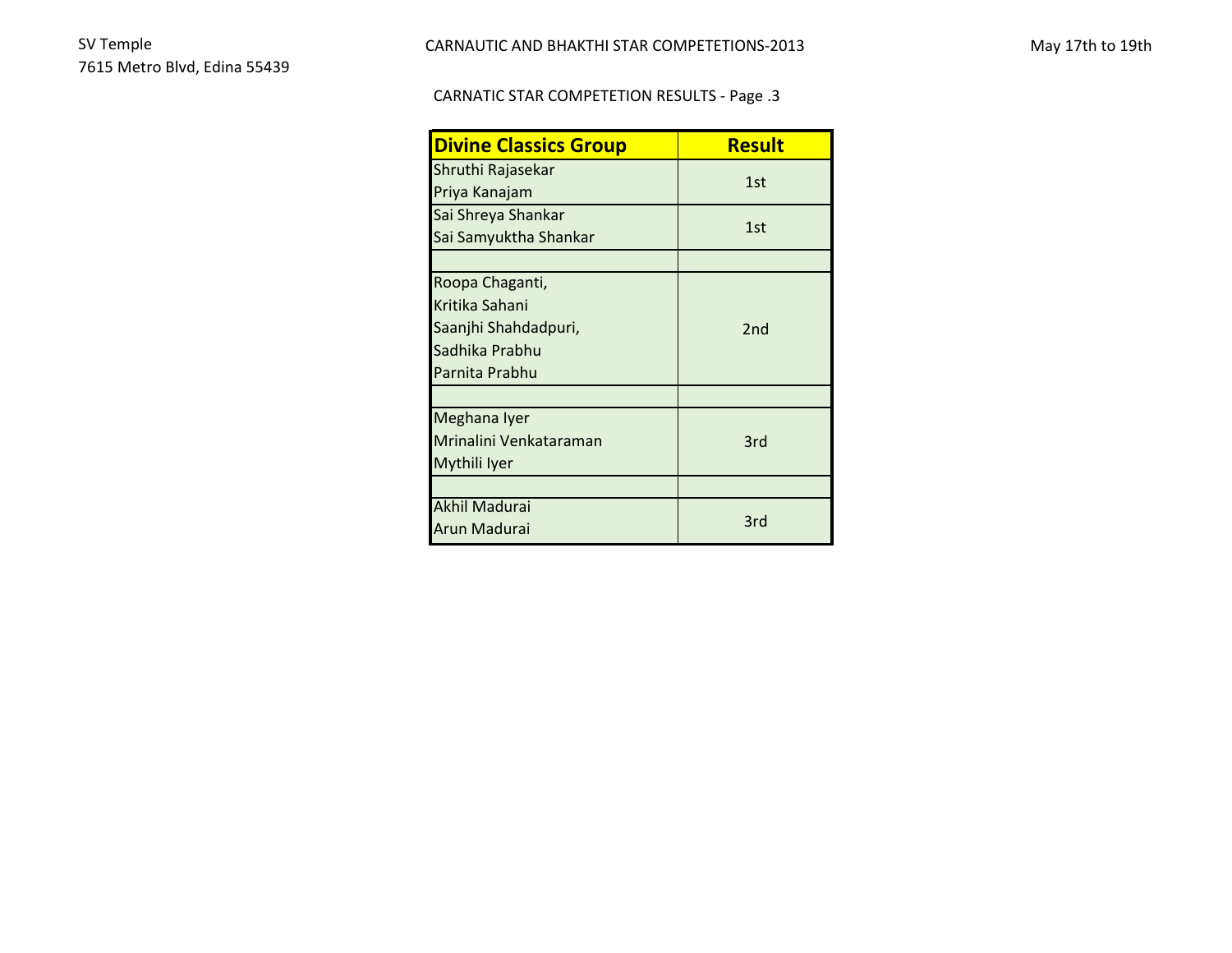SV Temple
7615 Metro Blvd, Edina 55439

CARNAUTIC AND BHAKTHI STAR COMPETETIONS-2013

May 17th to 19th

CARNATIC STAR COMPETETION RESULTS - Page .3

| Divine Classics Group | Result |
|---|---|
| Shruthi Rajasekar<br>Priya Kanajam | 1st |
| Sai Shreya Shankar<br>Sai Samyuktha Shankar | 1st |
| | |
| Roopa Chaganti,<br>Kritika Sahani<br>Saanjhi Shahdadpuri,<br>Sadhika Prabhu<br>Parnita Prabhu | 2nd |
| | |
| Meghana Iyer<br>Mrinalini Venkataraman<br>Mythili Iyer | 3rd |
| | |
| Akhil Madurai<br>Arun Madurai | 3rd |